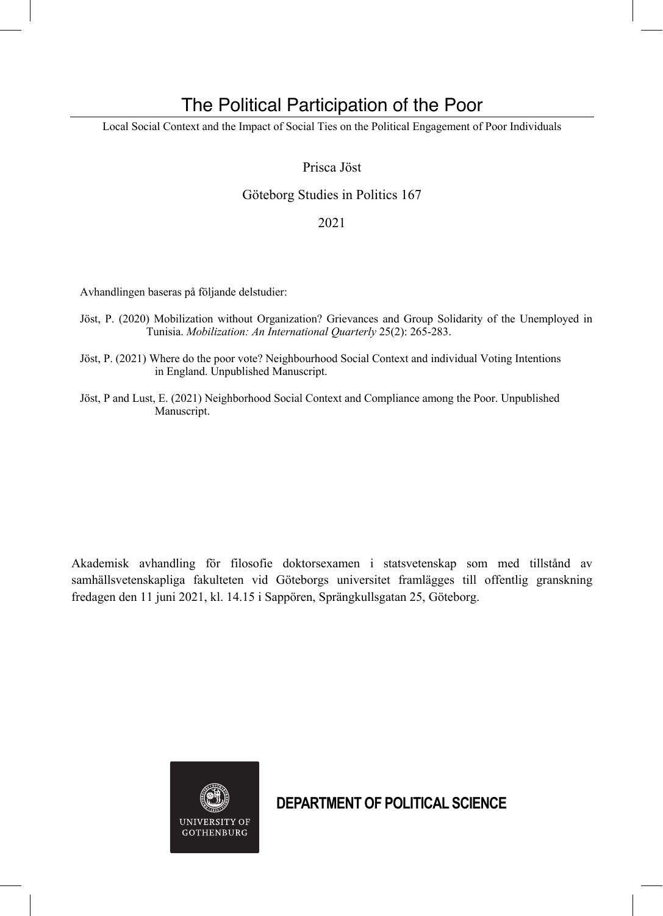# The Political Participation of the Poor

Local Social Context and the Impact of Social Ties on the Political Engagement of Poor Individuals

Prisca Jöst

Göteborg Studies in Politics 167

2021

Avhandlingen baseras på följande delstudier:

Jöst, P. (2020) Mobilization without Organization? Grievances and Group Solidarity of the Unemployed in Tunisia. *Mobilization: An International Quarterly* 25(2): 265-283.

Jöst, P. (2021) Where do the poor vote? Neighbourhood Social Context and individual Voting Intentions in England. Unpublished Manuscript.

Jöst, P and Lust, E. (2021) Neighborhood Social Context and Compliance among the Poor. Unpublished Manuscript.

Akademisk avhandling för filosofie doktorsexamen i statsvetenskap som med tillstånd av samhällsvetenskapliga fakulteten vid Göteborgs universitet framlägges till offentlig granskning fredagen den 11 juni 2021, kl. 14.15 i Sappören, Sprängkullsgatan 25, Göteborg.

UNIVERSITY OF GOTHENBURG

**DEPARTMENT OF POLITICAL SCIENCE**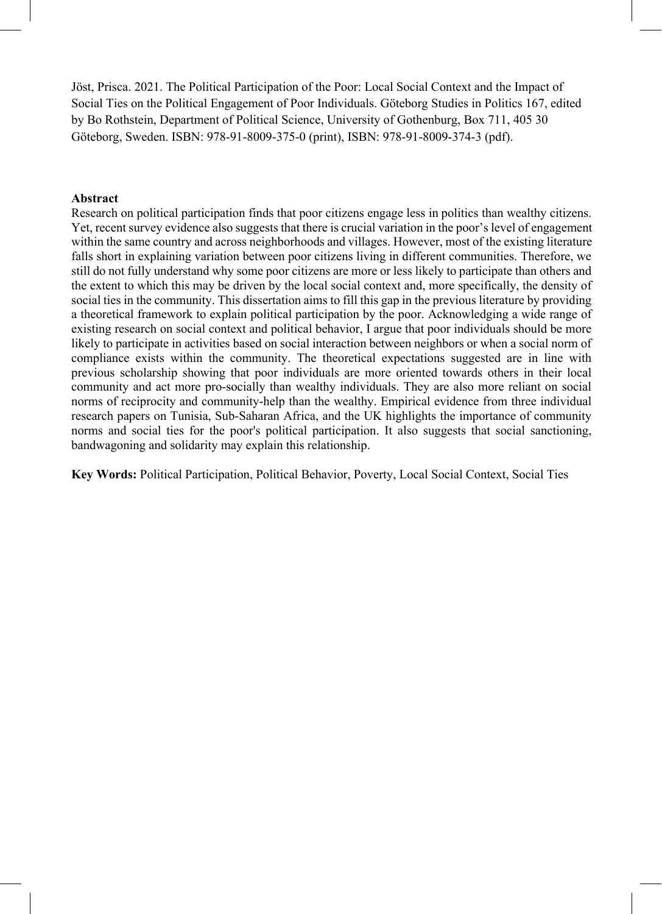Jöst, Prisca. 2021. The Political Participation of the Poor: Local Social Context and the Impact of Social Ties on the Political Engagement of Poor Individuals. Göteborg Studies in Politics 167, edited by Bo Rothstein, Department of Political Science, University of Gothenburg, Box 711, 405 30 Göteborg, Sweden. ISBN: 978-91-8009-375-0 (print), ISBN: 978-91-8009-374-3 (pdf).

**Abstract**

Research on political participation finds that poor citizens engage less in politics than wealthy citizens. Yet, recent survey evidence also suggests that there is crucial variation in the poor's level of engagement within the same country and across neighborhoods and villages. However, most of the existing literature falls short in explaining variation between poor citizens living in different communities. Therefore, we still do not fully understand why some poor citizens are more or less likely to participate than others and the extent to which this may be driven by the local social context and, more specifically, the density of social ties in the community. This dissertation aims to fill this gap in the previous literature by providing a theoretical framework to explain political participation by the poor. Acknowledging a wide range of existing research on social context and political behavior, I argue that poor individuals should be more likely to participate in activities based on social interaction between neighbors or when a social norm of compliance exists within the community. The theoretical expectations suggested are in line with previous scholarship showing that poor individuals are more oriented towards others in their local community and act more pro-socially than wealthy individuals. They are also more reliant on social norms of reciprocity and community-help than the wealthy. Empirical evidence from three individual research papers on Tunisia, Sub-Saharan Africa, and the UK highlights the importance of community norms and social ties for the poor's political participation. It also suggests that social sanctioning, bandwagoning and solidarity may explain this relationship.

**Key Words:** Political Participation, Political Behavior, Poverty, Local Social Context, Social Ties